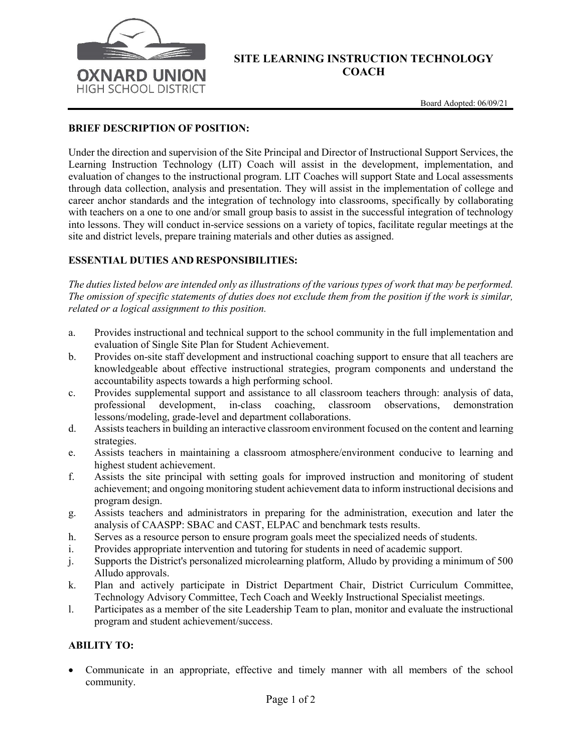OXNARD UNION
HIGH SCHOOL DISTRICT

# SITE LEARNING INSTRUCTION TECHNOLOGY COACH

Board Adopted: 06/09/21

## BRIEF DESCRIPTION OF POSITION:

Under the direction and supervision of the Site Principal and Director of Instructional Support Services, the Learning Instruction Technology (LIT) Coach will assist in the development, implementation, and evaluation of changes to the instructional program. LIT Coaches will support State and Local assessments through data collection, analysis and presentation. They will assist in the implementation of college and career anchor standards and the integration of technology into classrooms, specifically by collaborating with teachers on a one to one and/or small group basis to assist in the successful integration of technology into lessons. They will conduct in-service sessions on a variety of topics, facilitate regular meetings at the site and district levels, prepare training materials and other duties as assigned.

## ESSENTIAL DUTIES AND RESPONSIBILITIES:

*The duties listed below are intended only as illustrations of the various types of work that may be performed. The omission of specific statements of duties does not exclude them from the position if the work is similar, related or a logical assignment to this position.*

a. Provides instructional and technical support to the school community in the full implementation and evaluation of Single Site Plan for Student Achievement.
b. Provides on-site staff development and instructional coaching support to ensure that all teachers are knowledgeable about effective instructional strategies, program components and understand the accountability aspects towards a high performing school.
c. Provides supplemental support and assistance to all classroom teachers through: analysis of data, professional development, in-class coaching, classroom observations, demonstration lessons/modeling, grade-level and department collaborations.
d. Assists teachers in building an interactive classroom environment focused on the content and learning strategies.
e. Assists teachers in maintaining a classroom atmosphere/environment conducive to learning and highest student achievement.
f. Assists the site principal with setting goals for improved instruction and monitoring of student achievement; and ongoing monitoring student achievement data to inform instructional decisions and program design.
g. Assists teachers and administrators in preparing for the administration, execution and later the analysis of CAASPP: SBAC and CAST, ELPAC and benchmark tests results.
h. Serves as a resource person to ensure program goals meet the specialized needs of students.
i. Provides appropriate intervention and tutoring for students in need of academic support.
j. Supports the District's personalized microlearning platform, Alludo by providing a minimum of 500 Alludo approvals.
k. Plan and actively participate in District Department Chair, District Curriculum Committee, Technology Advisory Committee, Tech Coach and Weekly Instructional Specialist meetings.
l. Participates as a member of the site Leadership Team to plan, monitor and evaluate the instructional program and student achievement/success.

## ABILITY TO:

- Communicate in an appropriate, effective and timely manner with all members of the school community.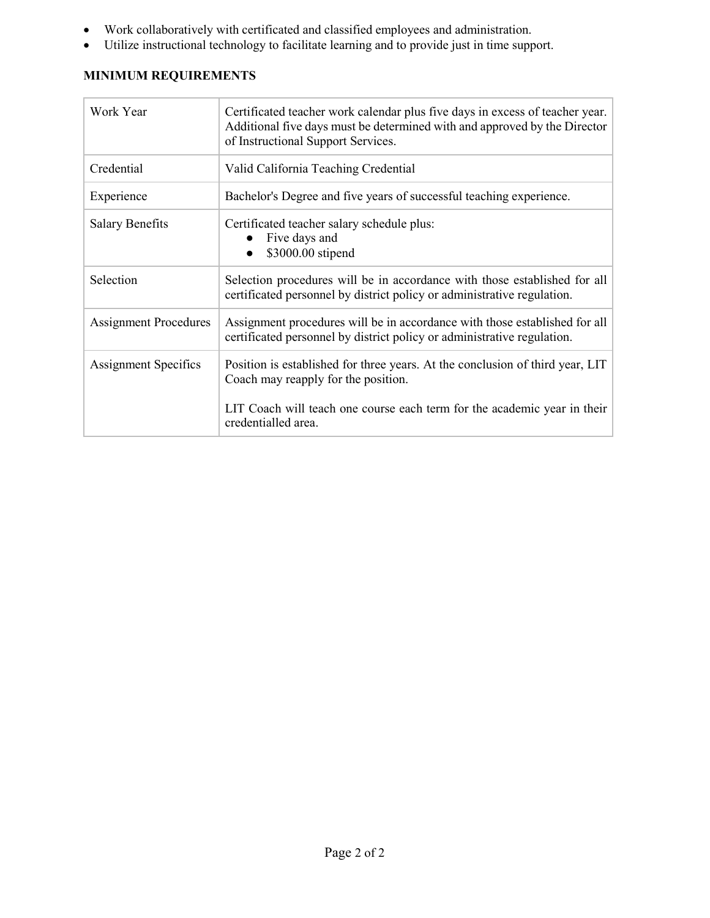- Work collaboratively with certificated and classified employees and administration.
- Utilize instructional technology to facilitate learning and to provide just in time support.

**MINIMUM REQUIREMENTS**

| | |
|---|---|
| Work Year | Certificated teacher work calendar plus five days in excess of teacher year. Additional five days must be determined with and approved by the Director of Instructional Support Services. |
| Credential | Valid California Teaching Credential |
| Experience | Bachelor's Degree and five years of successful teaching experience. |
| Salary Benefits | Certificated teacher salary schedule plus:<br>● Five days and<br>● $3000.00 stipend |
| Selection | Selection procedures will be in accordance with those established for all certificated personnel by district policy or administrative regulation. |
| Assignment Procedures | Assignment procedures will be in accordance with those established for all certificated personnel by district policy or administrative regulation. |
| Assignment Specifics | Position is established for three years. At the conclusion of third year, LIT Coach may reapply for the position.<br><br>LIT Coach will teach one course each term for the academic year in their credentialled area. |